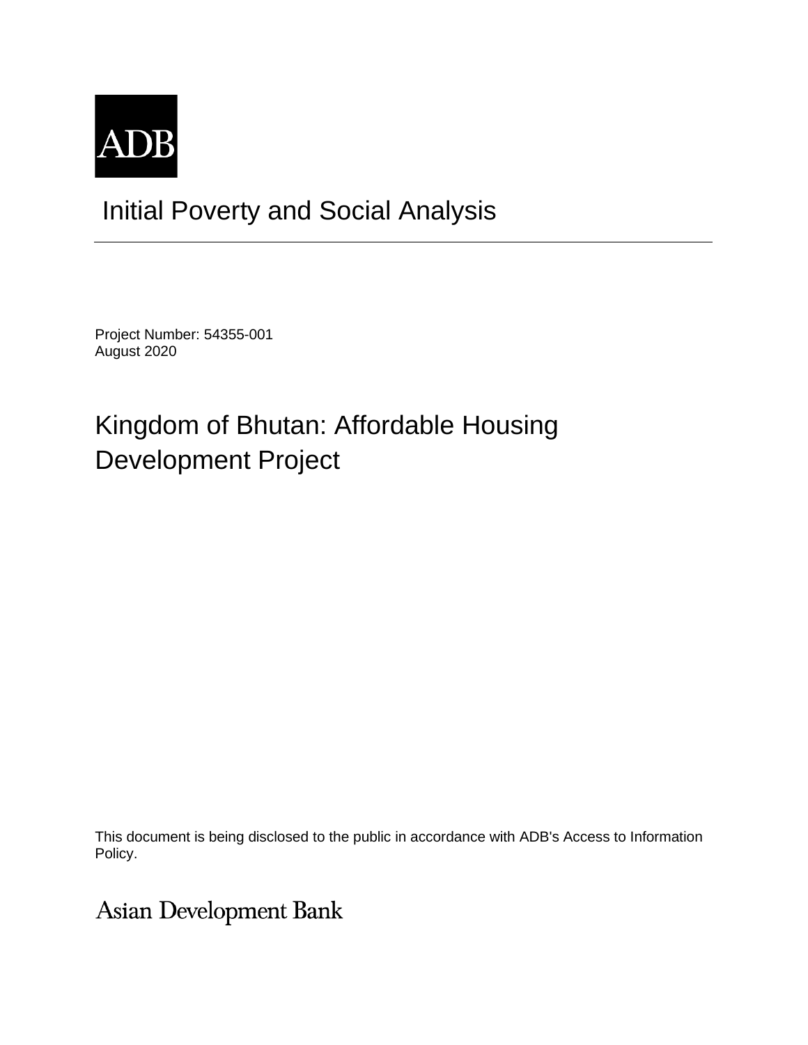ADB

# Initial Poverty and Social Analysis

Project Number: 54355-001
August 2020

## Kingdom of Bhutan: Affordable Housing Development Project

This document is being disclosed to the public in accordance with ADB's Access to Information Policy.

Asian Development Bank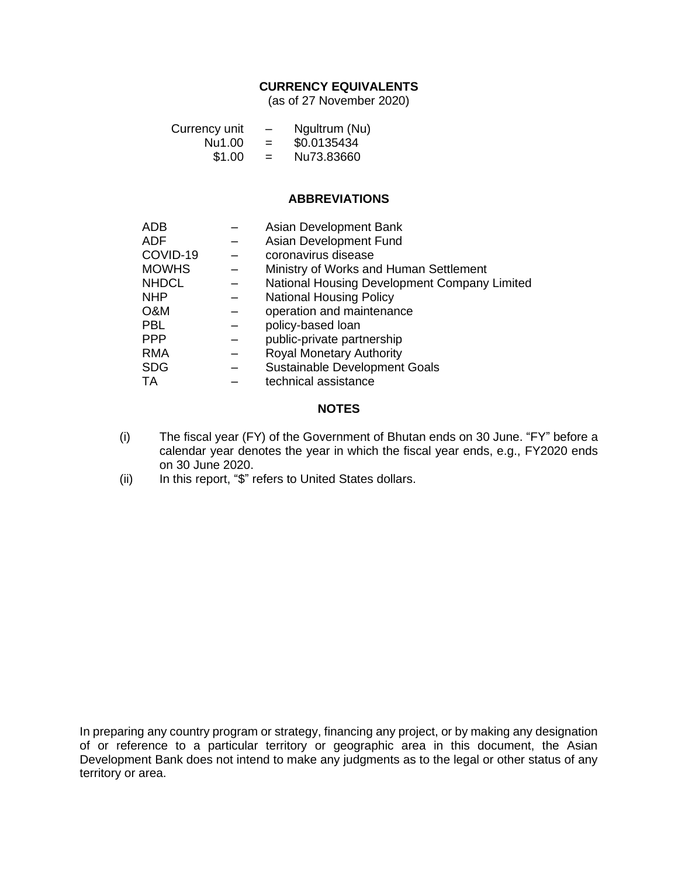## CURRENCY EQUIVALENTS

(as of 27 November 2020)

| | | |
|---|---|---|
| Currency unit | – | Ngultrum (Nu) |
| Nu1.00 | = | $0.0135434 |
| $1.00 | = | Nu73.83660 |

## ABBREVIATIONS

| | | |
|---|---|---|
| ADB | – | Asian Development Bank |
| ADF | – | Asian Development Fund |
| COVID-19 | – | coronavirus disease |
| MOWHS | – | Ministry of Works and Human Settlement |
| NHDCL | – | National Housing Development Company Limited |
| NHP | – | National Housing Policy |
| O&M | – | operation and maintenance |
| PBL | – | policy-based loan |
| PPP | – | public-private partnership |
| RMA | – | Royal Monetary Authority |
| SDG | – | Sustainable Development Goals |
| TA | – | technical assistance |

## NOTES

(i) The fiscal year (FY) of the Government of Bhutan ends on 30 June. "FY" before a calendar year denotes the year in which the fiscal year ends, e.g., FY2020 ends on 30 June 2020.

(ii) In this report, "$" refers to United States dollars.

In preparing any country program or strategy, financing any project, or by making any designation of or reference to a particular territory or geographic area in this document, the Asian Development Bank does not intend to make any judgments as to the legal or other status of any territory or area.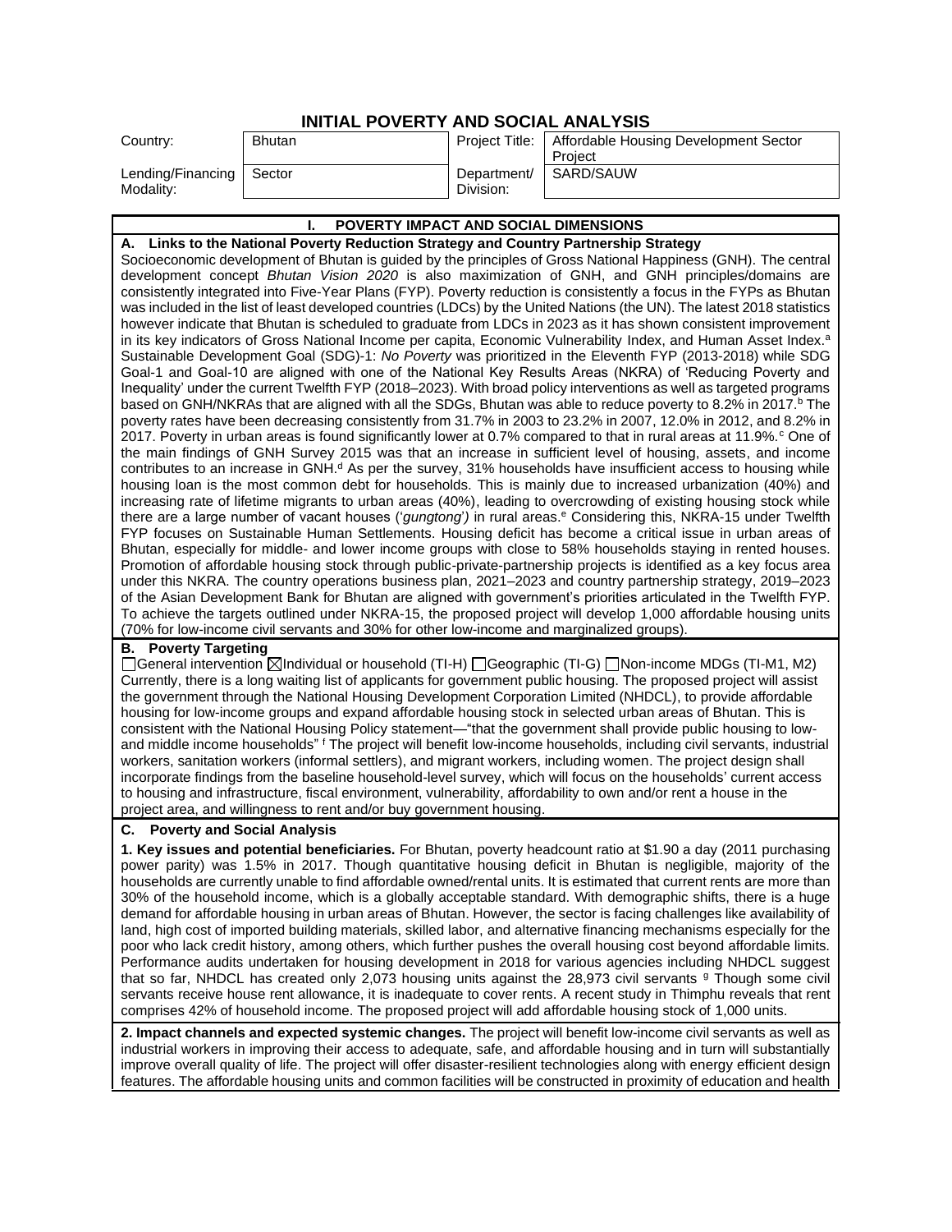# INITIAL POVERTY AND SOCIAL ANALYSIS

| Country: | Bhutan | Project Title: | Affordable Housing Development Sector Project |
|---|---|---|---|
| Lending/Financing Modality: | Sector | Department/ Division: | SARD/SAUW |

## I. POVERTY IMPACT AND SOCIAL DIMENSIONS

### A. Links to the National Poverty Reduction Strategy and Country Partnership Strategy

Socioeconomic development of Bhutan is guided by the principles of Gross National Happiness (GNH). The central development concept *Bhutan Vision 2020* is also maximization of GNH, and GNH principles/domains are consistently integrated into Five-Year Plans (FYP). Poverty reduction is consistently a focus in the FYPs as Bhutan was included in the list of least developed countries (LDCs) by the United Nations (the UN). The latest 2018 statistics however indicate that Bhutan is scheduled to graduate from LDCs in 2023 as it has shown consistent improvement in its key indicators of Gross National Income per capita, Economic Vulnerability Index, and Human Asset Index.[a] Sustainable Development Goal (SDG)-1: *No Poverty* was prioritized in the Eleventh FYP (2013-2018) while SDG Goal-1 and Goal-10 are aligned with one of the National Key Results Areas (NKRA) of 'Reducing Poverty and Inequality' under the current Twelfth FYP (2018–2023). With broad policy interventions as well as targeted programs based on GNH/NKRAs that are aligned with all the SDGs, Bhutan was able to reduce poverty to 8.2% in 2017.[b] The poverty rates have been decreasing consistently from 31.7% in 2003 to 23.2% in 2007, 12.0% in 2012, and 8.2% in 2017. Poverty in urban areas is found significantly lower at 0.7% compared to that in rural areas at 11.9%.[c] One of the main findings of GNH Survey 2015 was that an increase in sufficient level of housing, assets, and income contributes to an increase in GNH.[d] As per the survey, 31% households have insufficient access to housing while housing loan is the most common debt for households. This is mainly due to increased urbanization (40%) and increasing rate of lifetime migrants to urban areas (40%), leading to overcrowding of existing housing stock while there are a large number of vacant houses ('*gungtong*') in rural areas.[e] Considering this, NKRA-15 under Twelfth FYP focuses on Sustainable Human Settlements. Housing deficit has become a critical issue in urban areas of Bhutan, especially for middle- and lower income groups with close to 58% households staying in rented houses. Promotion of affordable housing stock through public-private-partnership projects is identified as a key focus area under this NKRA. The country operations business plan, 2021–2023 and country partnership strategy, 2019–2023 of the Asian Development Bank for Bhutan are aligned with government's priorities articulated in the Twelfth FYP. To achieve the targets outlined under NKRA-15, the proposed project will develop 1,000 affordable housing units (70% for low-income civil servants and 30% for other low-income and marginalized groups).

### B. Poverty Targeting

☐General intervention ☒Individual or household (TI-H) ☐Geographic (TI-G) ☐Non-income MDGs (TI-M1, M2)

Currently, there is a long waiting list of applicants for government public housing. The proposed project will assist the government through the National Housing Development Corporation Limited (NHDCL), to provide affordable housing for low-income groups and expand affordable housing stock in selected urban areas of Bhutan. This is consistent with the National Housing Policy statement—"that the government shall provide public housing to low- and middle income households" [f] The project will benefit low-income households, including civil servants, industrial workers, sanitation workers (informal settlers), and migrant workers, including women. The project design shall incorporate findings from the baseline household-level survey, which will focus on the households' current access to housing and infrastructure, fiscal environment, vulnerability, affordability to own and/or rent a house in the project area, and willingness to rent and/or buy government housing.

### C. Poverty and Social Analysis

**1. Key issues and potential beneficiaries.** For Bhutan, poverty headcount ratio at $1.90 a day (2011 purchasing power parity) was 1.5% in 2017. Though quantitative housing deficit in Bhutan is negligible, majority of the households are currently unable to find affordable owned/rental units. It is estimated that current rents are more than 30% of the household income, which is a globally acceptable standard. With demographic shifts, there is a huge demand for affordable housing in urban areas of Bhutan. However, the sector is facing challenges like availability of land, high cost of imported building materials, skilled labor, and alternative financing mechanisms especially for the poor who lack credit history, among others, which further pushes the overall housing cost beyond affordable limits. Performance audits undertaken for housing development in 2018 for various agencies including NHDCL suggest that so far, NHDCL has created only 2,073 housing units against the 28,973 civil servants [g] Though some civil servants receive house rent allowance, it is inadequate to cover rents. A recent study in Thimphu reveals that rent comprises 42% of household income. The proposed project will add affordable housing stock of 1,000 units.

**2. Impact channels and expected systemic changes.** The project will benefit low-income civil servants as well as industrial workers in improving their access to adequate, safe, and affordable housing and in turn will substantially improve overall quality of life. The project will offer disaster-resilient technologies along with energy efficient design features. The affordable housing units and common facilities will be constructed in proximity of education and health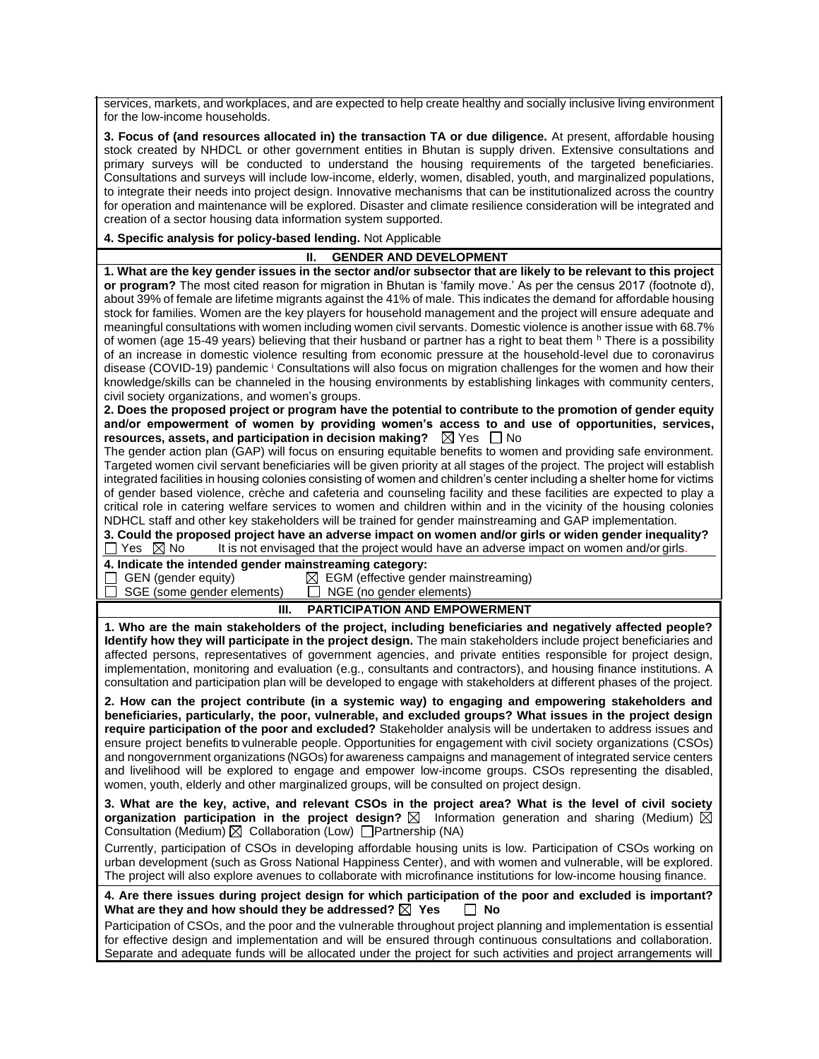services, markets, and workplaces, and are expected to help create healthy and socially inclusive living environment for the low-income households.

**3. Focus of (and resources allocated in) the transaction TA or due diligence.** At present, affordable housing stock created by NHDCL or other government entities in Bhutan is supply driven. Extensive consultations and primary surveys will be conducted to understand the housing requirements of the targeted beneficiaries. Consultations and surveys will include low-income, elderly, women, disabled, youth, and marginalized populations, to integrate their needs into project design. Innovative mechanisms that can be institutionalized across the country for operation and maintenance will be explored. Disaster and climate resilience consideration will be integrated and creation of a sector housing data information system supported.

**4. Specific analysis for policy-based lending.** Not Applicable

## II. GENDER AND DEVELOPMENT

**1. What are the key gender issues in the sector and/or subsector that are likely to be relevant to this project or program?** The most cited reason for migration in Bhutan is 'family move.' As per the census 2017 (footnote d), about 39% of female are lifetime migrants against the 41% of male. This indicates the demand for affordable housing stock for families. Women are the key players for household management and the project will ensure adequate and meaningful consultations with women including women civil servants. Domestic violence is another issue with 68.7% of women (age 15-49 years) believing that their husband or partner has a right to beat them [h] There is a possibility of an increase in domestic violence resulting from economic pressure at the household-level due to coronavirus disease (COVID-19) pandemic [i] Consultations will also focus on migration challenges for the women and how their knowledge/skills can be channeled in the housing environments by establishing linkages with community centers, civil society organizations, and women's groups.

**2. Does the proposed project or program have the potential to contribute to the promotion of gender equity and/or empowerment of women by providing women's access to and use of opportunities, services, resources, assets, and participation in decision making?** ☒ Yes ☐ No

The gender action plan (GAP) will focus on ensuring equitable benefits to women and providing safe environment. Targeted women civil servant beneficiaries will be given priority at all stages of the project. The project will establish integrated facilities in housing colonies consisting of women and children's center including a shelter home for victims of gender based violence, crèche and cafeteria and counseling facility and these facilities are expected to play a critical role in catering welfare services to women and children within and in the vicinity of the housing colonies NDHCL staff and other key stakeholders will be trained for gender mainstreaming and GAP implementation.

**3. Could the proposed project have an adverse impact on women and/or girls or widen gender inequality?**
☐ Yes ☒ No It is not envisaged that the project would have an adverse impact on women and/or girls.

**4. Indicate the intended gender mainstreaming category:**
☐ GEN (gender equity) ☒ EGM (effective gender mainstreaming)
☐ SGE (some gender elements) ☐ NGE (no gender elements)

## III. PARTICIPATION AND EMPOWERMENT

**1. Who are the main stakeholders of the project, including beneficiaries and negatively affected people? Identify how they will participate in the project design.** The main stakeholders include project beneficiaries and affected persons, representatives of government agencies, and private entities responsible for project design, implementation, monitoring and evaluation (e.g., consultants and contractors), and housing finance institutions. A consultation and participation plan will be developed to engage with stakeholders at different phases of the project.

**2. How can the project contribute (in a systemic way) to engaging and empowering stakeholders and beneficiaries, particularly, the poor, vulnerable, and excluded groups? What issues in the project design require participation of the poor and excluded?** Stakeholder analysis will be undertaken to address issues and ensure project benefits to vulnerable people. Opportunities for engagement with civil society organizations (CSOs) and nongovernment organizations (NGOs) for awareness campaigns and management of integrated service centers and livelihood will be explored to engage and empower low-income groups. CSOs representing the disabled, women, youth, elderly and other marginalized groups, will be consulted on project design.

**3. What are the key, active, and relevant CSOs in the project area? What is the level of civil society organization participation in the project design?** ☒ Information generation and sharing (Medium) ☒ Consultation (Medium) ☒ Collaboration (Low) ☐ Partnership (NA)

Currently, participation of CSOs in developing affordable housing units is low. Participation of CSOs working on urban development (such as Gross National Happiness Center), and with women and vulnerable, will be explored. The project will also explore avenues to collaborate with microfinance institutions for low-income housing finance.

**4. Are there issues during project design for which participation of the poor and excluded is important? What are they and how should they be addressed?** ☒ **Yes** ☐ **No**

Participation of CSOs, and the poor and the vulnerable throughout project planning and implementation is essential for effective design and implementation and will be ensured through continuous consultations and collaboration. Separate and adequate funds will be allocated under the project for such activities and project arrangements will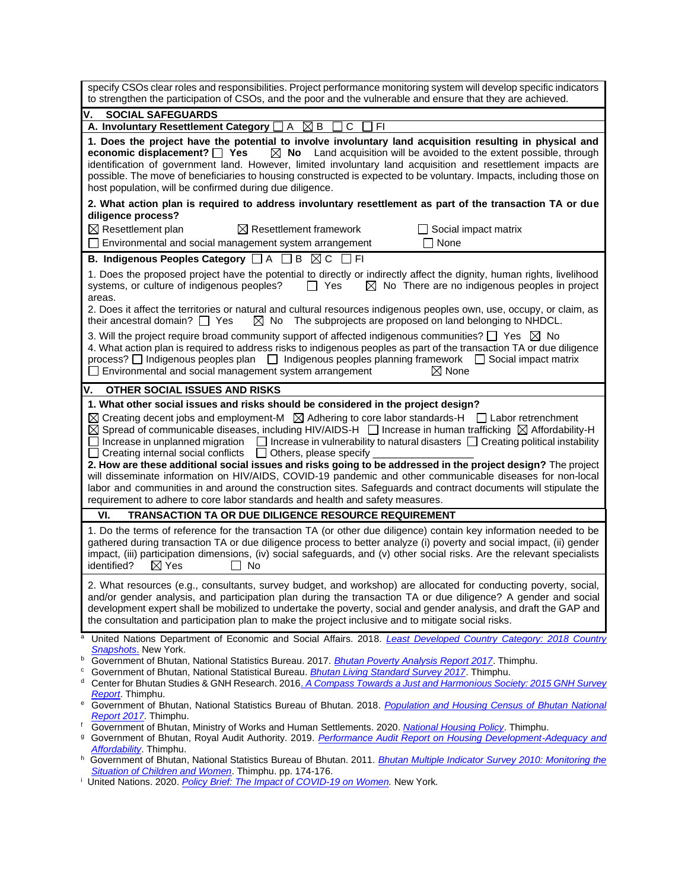specify CSOs clear roles and responsibilities. Project performance monitoring system will develop specific indicators to strengthen the participation of CSOs, and the poor and the vulnerable and ensure that they are achieved.

## V. SOCIAL SAFEGUARDS

**A. Involuntary Resettlement Category** ☐ A ☒ B ☐ C ☐ FI

**1. Does the project have the potential to involve involuntary land acquisition resulting in physical and economic displacement?** ☐ **Yes** ☒ **No** Land acquisition will be avoided to the extent possible, through identification of government land. However, limited involuntary land acquisition and resettlement impacts are possible. The move of beneficiaries to housing constructed is expected to be voluntary. Impacts, including those on host population, will be confirmed during due diligence.

**2. What action plan is required to address involuntary resettlement as part of the transaction TA or due diligence process?**

☒ Resettlement plan ☒ Resettlement framework ☐ Social impact matrix
☐ Environmental and social management system arrangement ☐ None

**B. Indigenous Peoples Category** ☐ A ☐ B ☒ C ☐ FI

1. Does the proposed project have the potential to directly or indirectly affect the dignity, human rights, livelihood systems, or culture of indigenous peoples? ☐ Yes ☒ No There are no indigenous peoples in project areas.

2. Does it affect the territories or natural and cultural resources indigenous peoples own, use, occupy, or claim, as their ancestral domain? ☐ Yes ☒ No The subprojects are proposed on land belonging to NHDCL.

3. Will the project require broad community support of affected indigenous communities? ☐ Yes ☒ No

4. What action plan is required to address risks to indigenous peoples as part of the transaction TA or due diligence process? ☐ Indigenous peoples plan ☐ Indigenous peoples planning framework ☐ Social impact matrix
☐ Environmental and social management system arrangement ☒ None

## V. OTHER SOCIAL ISSUES AND RISKS

**1. What other social issues and risks should be considered in the project design?**

☒ Creating decent jobs and employment-M ☒ Adhering to core labor standards-H ☐ Labor retrenchment
☒ Spread of communicable diseases, including HIV/AIDS-H ☐ Increase in human trafficking ☒ Affordability-H
☐ Increase in unplanned migration ☐ Increase in vulnerability to natural disasters ☐ Creating political instability
☐ Creating internal social conflicts ☐ Others, please specify _______________

**2. How are these additional social issues and risks going to be addressed in the project design?** The project will disseminate information on HIV/AIDS, COVID-19 pandemic and other communicable diseases for non-local labor and communities in and around the construction sites. Safeguards and contract documents will stipulate the requirement to adhere to core labor standards and health and safety measures.

## VI. TRANSACTION TA OR DUE DILIGENCE RESOURCE REQUIREMENT

1. Do the terms of reference for the transaction TA (or other due diligence) contain key information needed to be gathered during transaction TA or due diligence process to better analyze (i) poverty and social impact, (ii) gender impact, (iii) participation dimensions, (iv) social safeguards, and (v) other social risks. Are the relevant specialists identified? ☒ Yes ☐ No

2. What resources (e.g., consultants, survey budget, and workshop) are allocated for conducting poverty, social, and/or gender analysis, and participation plan during the transaction TA or due diligence? A gender and social development expert shall be mobilized to undertake the poverty, social and gender analysis, and draft the GAP and the consultation and participation plan to make the project inclusive and to mitigate social risks.

[a] United Nations Department of Economic and Social Affairs. 2018. *Least Developed Country Category: 2018 Country Snapshots*. New York.

[b] Government of Bhutan, National Statistics Bureau. 2017. *Bhutan Poverty Analysis Report 2017*. Thimphu.

[c] Government of Bhutan, National Statistical Bureau. *Bhutan Living Standard Survey 2017*. Thimphu.

[d] Center for Bhutan Studies & GNH Research. 2016. *A Compass Towards a Just and Harmonious Society: 2015 GNH Survey Report*. Thimphu.

[e] Government of Bhutan, National Statistics Bureau of Bhutan. 2018. *Population and Housing Census of Bhutan National Report 2017*. Thimphu.

[f] Government of Bhutan, Ministry of Works and Human Settlements. 2020. *National Housing Policy*. Thimphu.

[g] Government of Bhutan, Royal Audit Authority. 2019. *Performance Audit Report on Housing Development-Adequacy and Affordability*. Thimphu.

[h] Government of Bhutan, National Statistics Bureau of Bhutan. 2011. *Bhutan Multiple Indicator Survey 2010: Monitoring the Situation of Children and Women*. Thimphu. pp. 174-176.

[i] United Nations. 2020. *Policy Brief: The Impact of COVID-19 on Women.* New York.